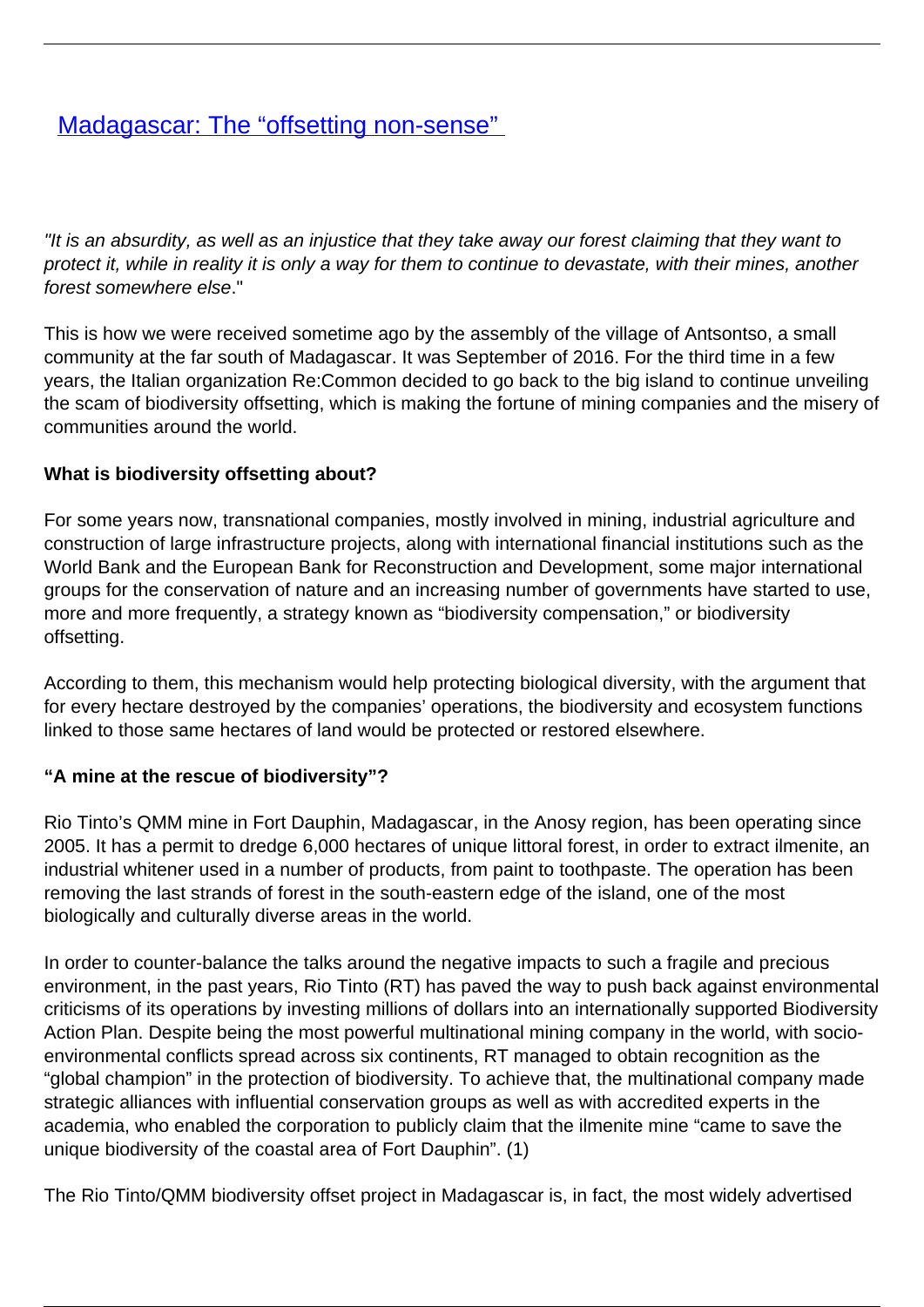# [Madagascar: The “offsetting non-sense”](#)

*"It is an absurdity, as well as an injustice that they take away our forest claiming that they want to protect it, while in reality it is only a way for them to continue to devastate, with their mines, another forest somewhere else*."

This is how we were received sometime ago by the assembly of the village of Antsontso, a small community at the far south of Madagascar. It was September of 2016. For the third time in a few years, the Italian organization Re:Common decided to go back to the big island to continue unveiling the scam of biodiversity offsetting, which is making the fortune of mining companies and the misery of communities around the world.

**What is biodiversity offsetting about?**

For some years now, transnational companies, mostly involved in mining, industrial agriculture and construction of large infrastructure projects, along with international financial institutions such as the World Bank and the European Bank for Reconstruction and Development, some major international groups for the conservation of nature and an increasing number of governments have started to use, more and more frequently, a strategy known as “biodiversity compensation,” or biodiversity offsetting.

According to them, this mechanism would help protecting biological diversity, with the argument that for every hectare destroyed by the companies' operations, the biodiversity and ecosystem functions linked to those same hectares of land would be protected or restored elsewhere.

**“A mine at the rescue of biodiversity”?**

Rio Tinto's QMM mine in Fort Dauphin, Madagascar, in the Anosy region, has been operating since 2005. It has a permit to dredge 6,000 hectares of unique littoral forest, in order to extract ilmenite, an industrial whitener used in a number of products, from paint to toothpaste. The operation has been removing the last strands of forest in the south-eastern edge of the island, one of the most biologically and culturally diverse areas in the world.

In order to counter-balance the talks around the negative impacts to such a fragile and precious environment, in the past years, Rio Tinto (RT) has paved the way to push back against environmental criticisms of its operations by investing millions of dollars into an internationally supported Biodiversity Action Plan. Despite being the most powerful multinational mining company in the world, with socio-environmental conflicts spread across six continents, RT managed to obtain recognition as the “global champion” in the protection of biodiversity. To achieve that, the multinational company made strategic alliances with influential conservation groups as well as with accredited experts in the academia, who enabled the corporation to publicly claim that the ilmenite mine “came to save the unique biodiversity of the coastal area of Fort Dauphin”. (1)

The Rio Tinto/QMM biodiversity offset project in Madagascar is, in fact, the most widely advertised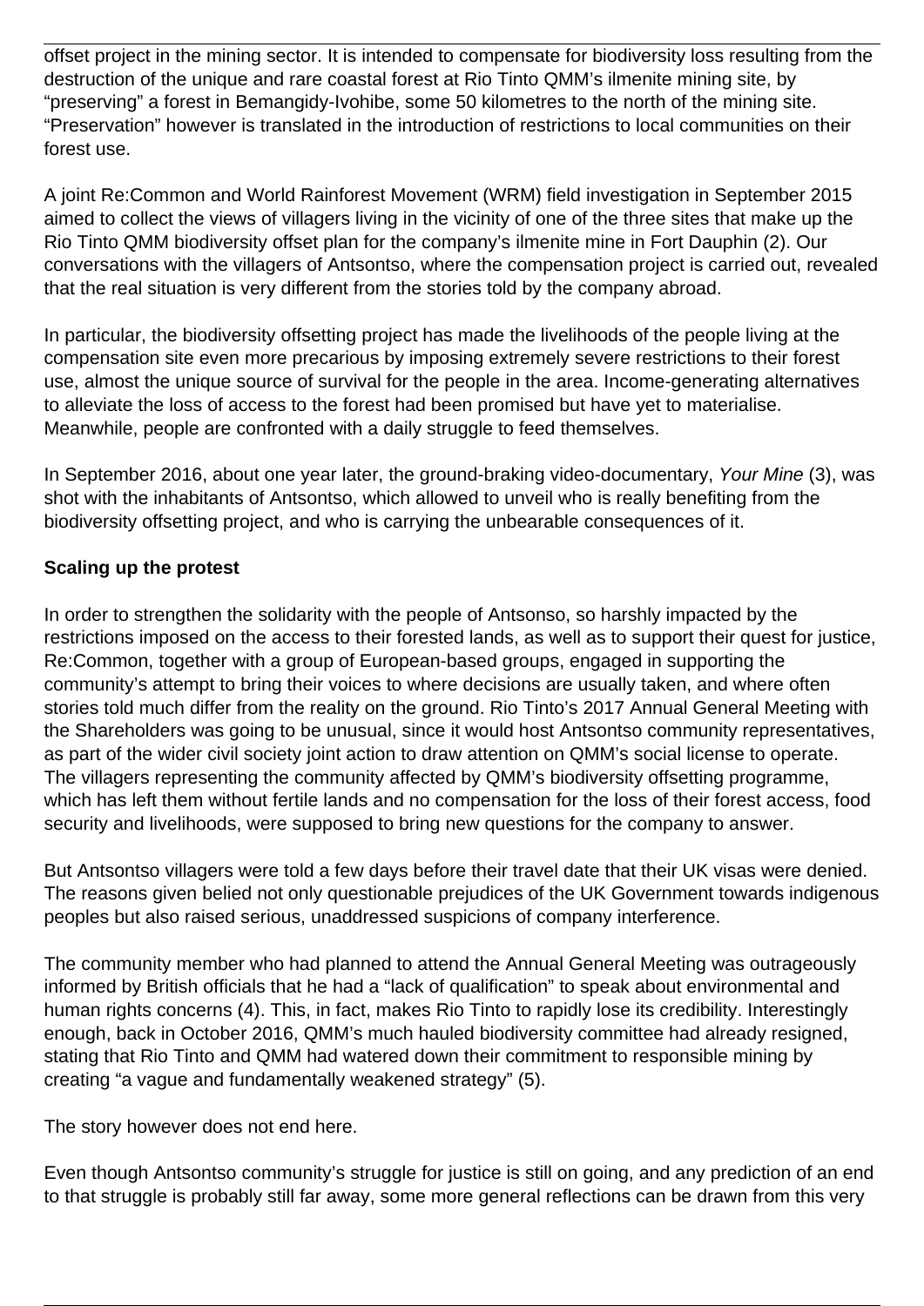offset project in the mining sector. It is intended to compensate for biodiversity loss resulting from the destruction of the unique and rare coastal forest at Rio Tinto QMM's ilmenite mining site, by "preserving" a forest in Bemangidy-Ivohibe, some 50 kilometres to the north of the mining site. "Preservation" however is translated in the introduction of restrictions to local communities on their forest use.

A joint Re:Common and World Rainforest Movement (WRM) field investigation in September 2015 aimed to collect the views of villagers living in the vicinity of one of the three sites that make up the Rio Tinto QMM biodiversity offset plan for the company's ilmenite mine in Fort Dauphin (2). Our conversations with the villagers of Antsontso, where the compensation project is carried out, revealed that the real situation is very different from the stories told by the company abroad.

In particular, the biodiversity offsetting project has made the livelihoods of the people living at the compensation site even more precarious by imposing extremely severe restrictions to their forest use, almost the unique source of survival for the people in the area. Income-generating alternatives to alleviate the loss of access to the forest had been promised but have yet to materialise. Meanwhile, people are confronted with a daily struggle to feed themselves.

In September 2016, about one year later, the ground-braking video-documentary, *Your Mine* (3), was shot with the inhabitants of Antsontso, which allowed to unveil who is really benefiting from the biodiversity offsetting project, and who is carrying the unbearable consequences of it.

**Scaling up the protest**

In order to strengthen the solidarity with the people of Antsonso, so harshly impacted by the restrictions imposed on the access to their forested lands, as well as to support their quest for justice, Re:Common, together with a group of European-based groups, engaged in supporting the community's attempt to bring their voices to where decisions are usually taken, and where often stories told much differ from the reality on the ground. Rio Tinto's 2017 Annual General Meeting with the Shareholders was going to be unusual, since it would host Antsontso community representatives, as part of the wider civil society joint action to draw attention on QMM's social license to operate. The villagers representing the community affected by QMM's biodiversity offsetting programme, which has left them without fertile lands and no compensation for the loss of their forest access, food security and livelihoods, were supposed to bring new questions for the company to answer.

But Antsontso villagers were told a few days before their travel date that their UK visas were denied. The reasons given belied not only questionable prejudices of the UK Government towards indigenous peoples but also raised serious, unaddressed suspicions of company interference.

The community member who had planned to attend the Annual General Meeting was outrageously informed by British officials that he had a "lack of qualification" to speak about environmental and human rights concerns (4). This, in fact, makes Rio Tinto to rapidly lose its credibility. Interestingly enough, back in October 2016, QMM's much hauled biodiversity committee had already resigned, stating that Rio Tinto and QMM had watered down their commitment to responsible mining by creating "a vague and fundamentally weakened strategy" (5).

The story however does not end here.

Even though Antsontso community's struggle for justice is still on going, and any prediction of an end to that struggle is probably still far away, some more general reflections can be drawn from this very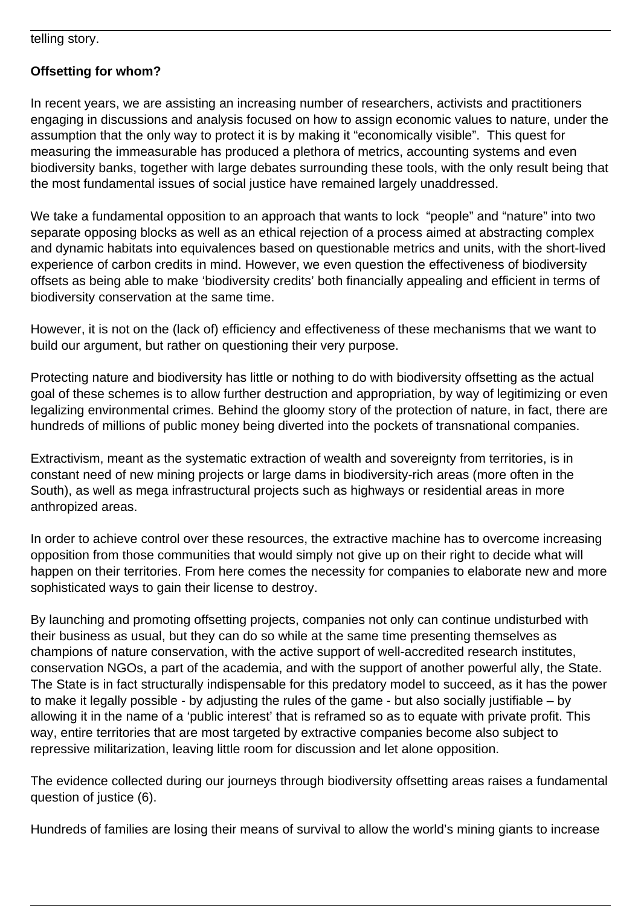telling story.

**Offsetting for whom?**

In recent years, we are assisting an increasing number of researchers, activists and practitioners engaging in discussions and analysis focused on how to assign economic values to nature, under the assumption that the only way to protect it is by making it "economically visible". This quest for measuring the immeasurable has produced a plethora of metrics, accounting systems and even biodiversity banks, together with large debates surrounding these tools, with the only result being that the most fundamental issues of social justice have remained largely unaddressed.

We take a fundamental opposition to an approach that wants to lock "people" and "nature" into two separate opposing blocks as well as an ethical rejection of a process aimed at abstracting complex and dynamic habitats into equivalences based on questionable metrics and units, with the short-lived experience of carbon credits in mind. However, we even question the effectiveness of biodiversity offsets as being able to make 'biodiversity credits' both financially appealing and efficient in terms of biodiversity conservation at the same time.

However, it is not on the (lack of) efficiency and effectiveness of these mechanisms that we want to build our argument, but rather on questioning their very purpose.

Protecting nature and biodiversity has little or nothing to do with biodiversity offsetting as the actual goal of these schemes is to allow further destruction and appropriation, by way of legitimizing or even legalizing environmental crimes. Behind the gloomy story of the protection of nature, in fact, there are hundreds of millions of public money being diverted into the pockets of transnational companies.

Extractivism, meant as the systematic extraction of wealth and sovereignty from territories, is in constant need of new mining projects or large dams in biodiversity-rich areas (more often in the South), as well as mega infrastructural projects such as highways or residential areas in more anthropized areas.

In order to achieve control over these resources, the extractive machine has to overcome increasing opposition from those communities that would simply not give up on their right to decide what will happen on their territories. From here comes the necessity for companies to elaborate new and more sophisticated ways to gain their license to destroy.

By launching and promoting offsetting projects, companies not only can continue undisturbed with their business as usual, but they can do so while at the same time presenting themselves as champions of nature conservation, with the active support of well-accredited research institutes, conservation NGOs, a part of the academia, and with the support of another powerful ally, the State. The State is in fact structurally indispensable for this predatory model to succeed, as it has the power to make it legally possible - by adjusting the rules of the game - but also socially justifiable – by allowing it in the name of a 'public interest' that is reframed so as to equate with private profit. This way, entire territories that are most targeted by extractive companies become also subject to repressive militarization, leaving little room for discussion and let alone opposition.

The evidence collected during our journeys through biodiversity offsetting areas raises a fundamental question of justice (6).

Hundreds of families are losing their means of survival to allow the world's mining giants to increase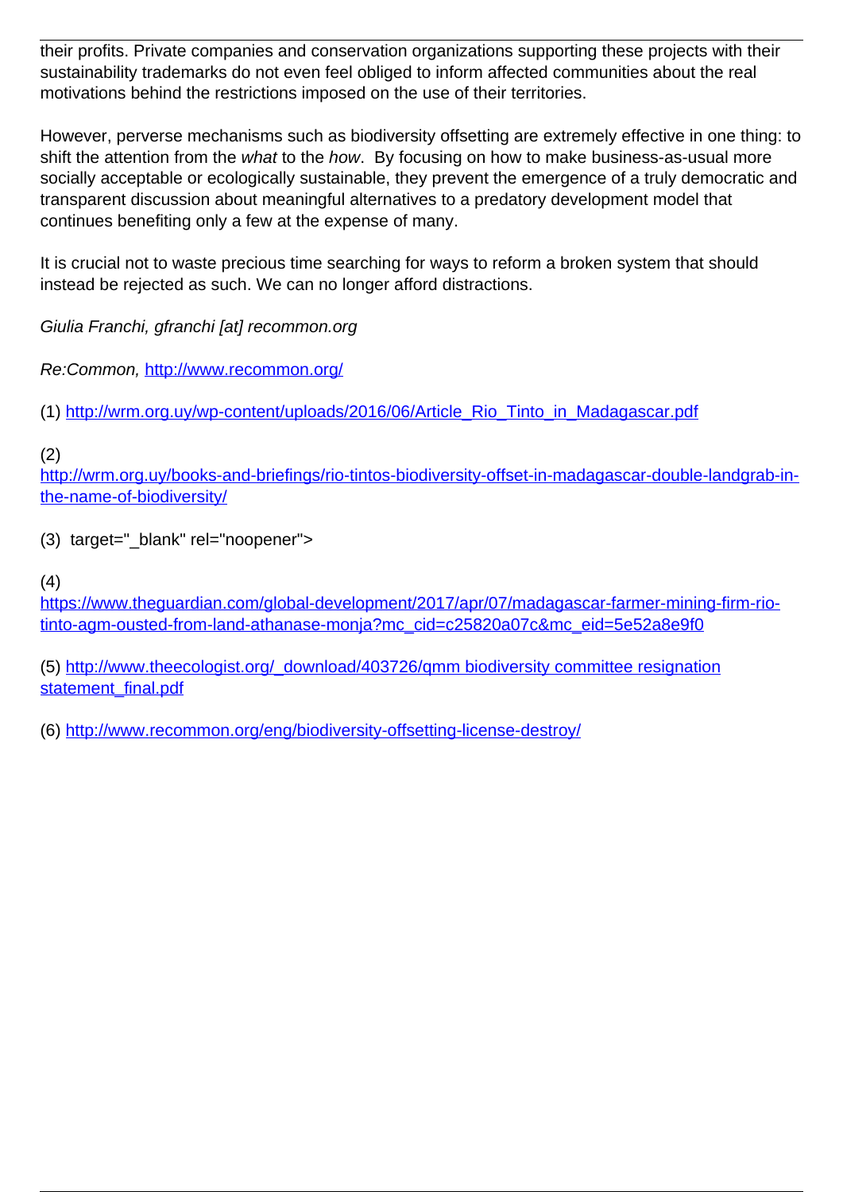their profits. Private companies and conservation organizations supporting these projects with their sustainability trademarks do not even feel obliged to inform affected communities about the real motivations behind the restrictions imposed on the use of their territories.

However, perverse mechanisms such as biodiversity offsetting are extremely effective in one thing: to shift the attention from the *what* to the *how*. By focusing on how to make business-as-usual more socially acceptable or ecologically sustainable, they prevent the emergence of a truly democratic and transparent discussion about meaningful alternatives to a predatory development model that continues benefiting only a few at the expense of many.

It is crucial not to waste precious time searching for ways to reform a broken system that should instead be rejected as such. We can no longer afford distractions.

*Giulia Franchi, gfranchi [at] recommon.org*

*Re:Common,* http://www.recommon.org/

(1) http://wrm.org.uy/wp-content/uploads/2016/06/Article_Rio_Tinto_in_Madagascar.pdf

(2) http://wrm.org.uy/books-and-briefings/rio-tintos-biodiversity-offset-in-madagascar-double-landgrab-in-the-name-of-biodiversity/

(3) target="_blank" rel="noopener">

(4) https://www.theguardian.com/global-development/2017/apr/07/madagascar-farmer-mining-firm-rio-tinto-agm-ousted-from-land-athanase-monja?mc_cid=c25820a07c&mc_eid=5e52a8e9f0

(5) http://www.theecologist.org/_download/403726/qmm biodiversity committee resignation statement_final.pdf

(6) http://www.recommon.org/eng/biodiversity-offsetting-license-destroy/